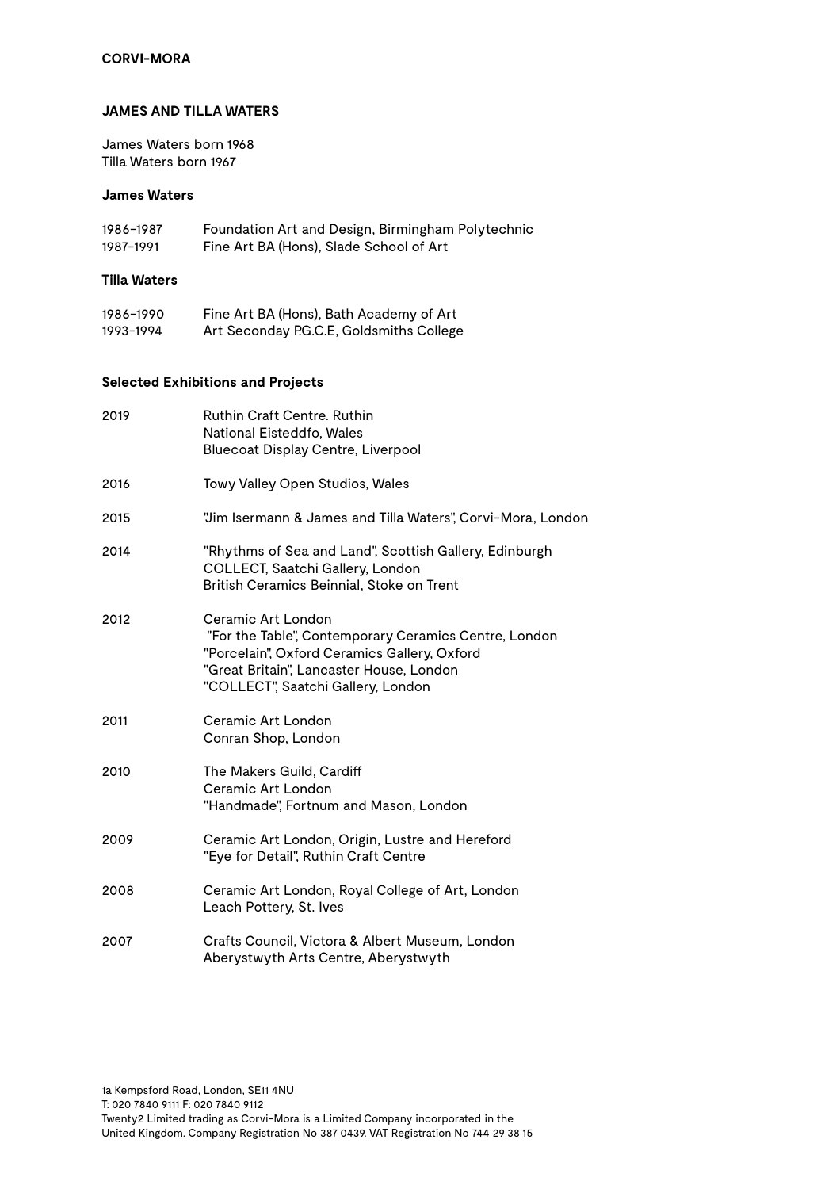**CORVI-MORA**

# JAMES AND TILLA WATERS

James Waters born 1968
Tilla Waters born 1967

## James Waters

| | |
|---|---|
| 1986–1987 | Foundation Art and Design, Birmingham Polytechnic |
| 1987–1991 | Fine Art BA (Hons), Slade School of Art |

## Tilla Waters

| | |
|---|---|
| 1986–1990 | Fine Art BA (Hons), Bath Academy of Art |
| 1993–1994 | Art Seconday P.G.C.E, Goldsmiths College |

## Selected Exhibitions and Projects

2019
Ruthin Craft Centre. Ruthin
National Eisteddfo, Wales
Bluecoat Display Centre, Liverpool

2016
Towy Valley Open Studios, Wales

2015
"Jim Isermann & James and Tilla Waters", Corvi-Mora, London

2014
"Rhythms of Sea and Land", Scottish Gallery, Edinburgh
COLLECT, Saatchi Gallery, London
British Ceramics Beinnial, Stoke on Trent

2012
Ceramic Art London
"For the Table", Contemporary Ceramics Centre, London
"Porcelain", Oxford Ceramics Gallery, Oxford
"Great Britain", Lancaster House, London
"COLLECT", Saatchi Gallery, London

2011
Ceramic Art London
Conran Shop, London

2010
The Makers Guild, Cardiff
Ceramic Art London
"Handmade", Fortnum and Mason, London

2009
Ceramic Art London, Origin, Lustre and Hereford
"Eye for Detail", Ruthin Craft Centre

2008
Ceramic Art London, Royal College of Art, London
Leach Pottery, St. Ives

2007
Crafts Council, Victora & Albert Museum, London
Aberystwyth Arts Centre, Aberystwyth

1a Kempsford Road, London, SE11 4NU
T: 020 7840 9111 F: 020 7840 9112
Twenty2 Limited trading as Corvi-Mora is a Limited Company incorporated in the United Kingdom. Company Registration No 387 0439. VAT Registration No 744 29 38 15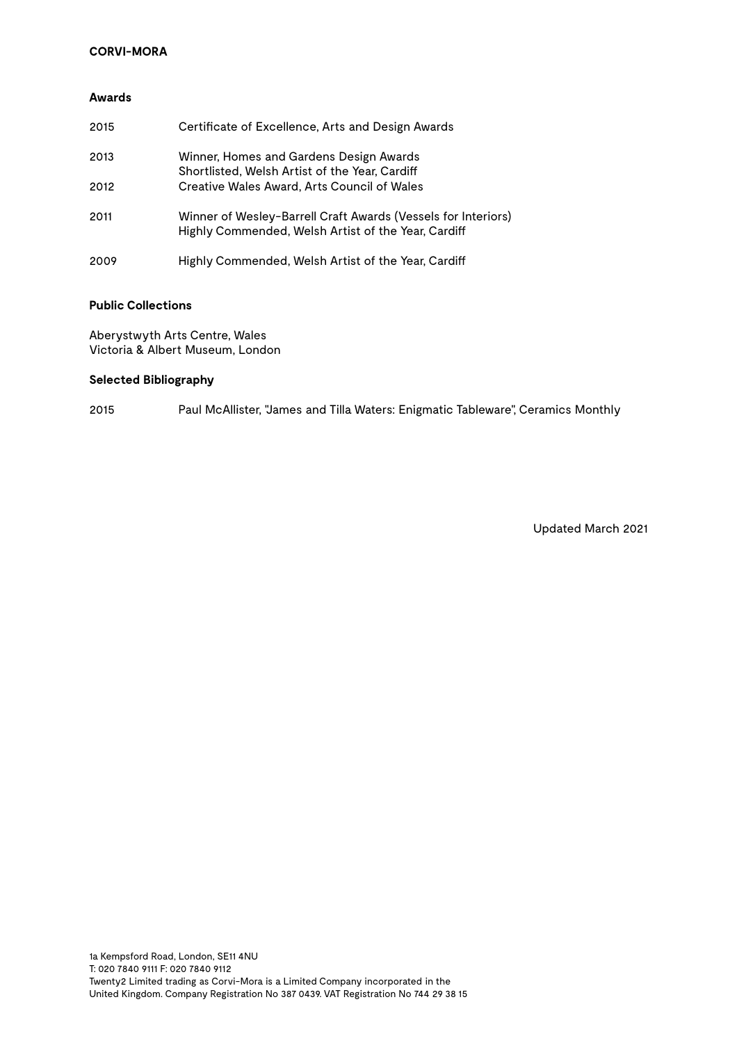## Awards

| | |
|---|---|
| 2015 | Certificate of Excellence, Arts and Design Awards |
| 2013 | Winner, Homes and Gardens Design Awards<br>Shortlisted, Welsh Artist of the Year, Cardiff |
| 2012 | Creative Wales Award, Arts Council of Wales |
| 2011 | Winner of Wesley-Barrell Craft Awards (Vessels for Interiors)<br>Highly Commended, Welsh Artist of the Year, Cardiff |
| 2009 | Highly Commended, Welsh Artist of the Year, Cardiff |

## Public Collections

Aberystwyth Arts Centre, Wales
Victoria & Albert Museum, London

## Selected Bibliography

| | |
|---|---|
| 2015 | Paul McAllister, "James and Tilla Waters: Enigmatic Tableware", Ceramics Monthly |

Updated March 2021

1a Kempsford Road, London, SE11 4NU
T: 020 7840 9111 F: 020 7840 9112
Twenty2 Limited trading as Corvi-Mora is a Limited Company incorporated in the United Kingdom. Company Registration No 387 0439. VAT Registration No 744 29 38 15